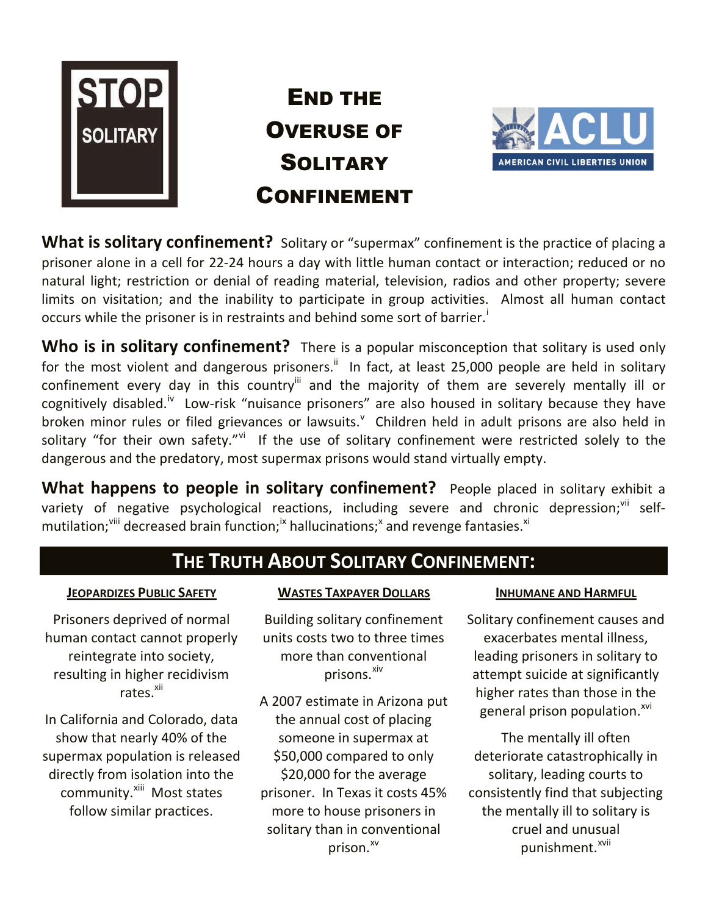STOP SOLITARY

# End the Overuse of Solitary Confinement

ACLU AMERICAN CIVIL LIBERTIES UNION

**What is solitary confinement?** Solitary or "supermax" confinement is the practice of placing a prisoner alone in a cell for 22-24 hours a day with little human contact or interaction; reduced or no natural light; restriction or denial of reading material, television, radios and other property; severe limits on visitation; and the inability to participate in group activities. Almost all human contact occurs while the prisoner is in restraints and behind some sort of barrier.[i]

**Who is in solitary confinement?** There is a popular misconception that solitary is used only for the most violent and dangerous prisoners.[ii] In fact, at least 25,000 people are held in solitary confinement every day in this country[iii] and the majority of them are severely mentally ill or cognitively disabled.[iv] Low-risk "nuisance prisoners" are also housed in solitary because they have broken minor rules or filed grievances or lawsuits.[v] Children held in adult prisons are also held in solitary "for their own safety."[vi] If the use of solitary confinement were restricted solely to the dangerous and the predatory, most supermax prisons would stand virtually empty.

**What happens to people in solitary confinement?** People placed in solitary exhibit a variety of negative psychological reactions, including severe and chronic depression;[vii] self-mutilation;[viii] decreased brain function;[ix] hallucinations;[x] and revenge fantasies.[xi]

## The Truth About Solitary Confinement:

### Jeopardizes Public Safety

Prisoners deprived of normal human contact cannot properly reintegrate into society, resulting in higher recidivism rates.[xii]

In California and Colorado, data show that nearly 40% of the supermax population is released directly from isolation into the community.[xiii] Most states follow similar practices.

### Wastes Taxpayer Dollars

Building solitary confinement units costs two to three times more than conventional prisons.[xiv]

A 2007 estimate in Arizona put the annual cost of placing someone in supermax at $50,000 compared to only $20,000 for the average prisoner. In Texas it costs 45% more to house prisoners in solitary than in conventional prison.[xv]

### Inhumane and Harmful

Solitary confinement causes and exacerbates mental illness, leading prisoners in solitary to attempt suicide at significantly higher rates than those in the general prison population.[xvi]

The mentally ill often deteriorate catastrophically in solitary, leading courts to consistently find that subjecting the mentally ill to solitary is cruel and unusual punishment.[xvii]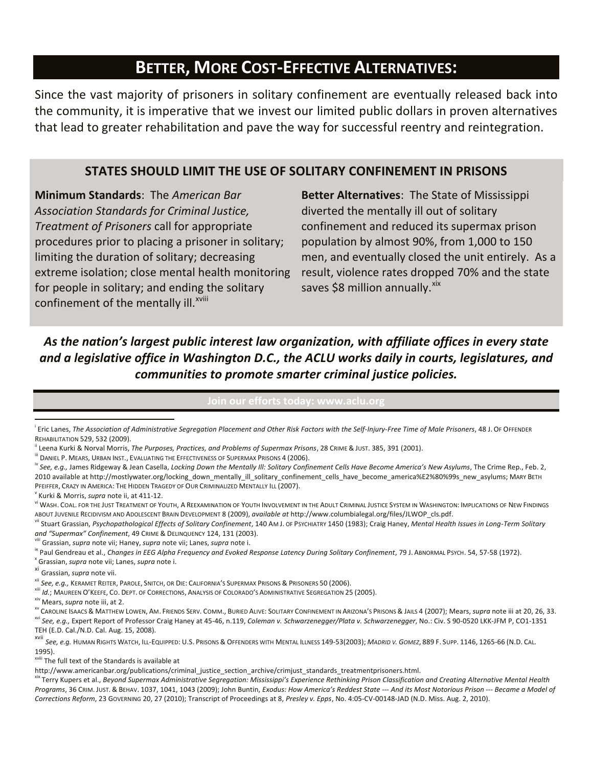## Better, More Cost-Effective Alternatives:

Since the vast majority of prisoners in solitary confinement are eventually released back into the community, it is imperative that we invest our limited public dollars in proven alternatives that lead to greater rehabilitation and pave the way for successful reentry and reintegration.

### STATES SHOULD LIMIT THE USE OF SOLITARY CONFINEMENT IN PRISONS

**Minimum Standards**: The *American Bar Association Standards for Criminal Justice, Treatment of Prisoners* call for appropriate procedures prior to placing a prisoner in solitary; limiting the duration of solitary; decreasing extreme isolation; close mental health monitoring for people in solitary; and ending the solitary confinement of the mentally ill.[xviii]

**Better Alternatives**: The State of Mississippi diverted the mentally ill out of solitary confinement and reduced its supermax prison population by almost 90%, from 1,000 to 150 men, and eventually closed the unit entirely. As a result, violence rates dropped 70% and the state saves $8 million annually.[xix]

***As the nation's largest public interest law organization, with affiliate offices in every state and a legislative office in Washington D.C., the ACLU works daily in courts, legislatures, and communities to promote smarter criminal justice policies.***

**Join our efforts today: www.aclu.org**

---

[i] Eric Lanes, *The Association of Administrative Segregation Placement and Other Risk Factors with the Self-Injury-Free Time of Male Prisoners*, 48 J. of Offender Rehabilitation 529, 532 (2009).

[ii] Leena Kurki & Norval Morris, *The Purposes, Practices, and Problems of Supermax Prisons*, 28 Crime & Just. 385, 391 (2001).

[iii] Daniel P. Mears, Urban Inst., Evaluating the Effectiveness of Supermax Prisons 4 (2006).

[iv] *See, e.g.,* James Ridgeway & Jean Casella, *Locking Down the Mentally Ill: Solitary Confinement Cells Have Become America's New Asylums*, The Crime Rep., Feb. 2, 2010 available at http://mostlywater.org/locking_down_mentally_ill_solitary_confinement_cells_have_become_america%E2%80%99s_new_asylums; Mary Beth Pfeiffer, Crazy in America: The Hidden Tragedy of Our Criminalized Mentally Ill (2007).

[v] Kurki & Morris, *supra* note ii, at 411-12.

[vi] Wash. Coal. for the Just Treatment of Youth, A Reexamination of Youth Involvement in the Adult Criminal Justice System in Washington: Implications of New Findings about Juvenile Recidivism and Adolescent Brain Development 8 (2009), *available at* http://www.columbialegal.org/files/JLWOP_cls.pdf.

[vii] Stuart Grassian, *Psychopathological Effects of Solitary Confinement*, 140 Am J. of Psychiatry 1450 (1983); Craig Haney, *Mental Health Issues in Long-Term Solitary and "Supermax" Confinement*, 49 Crime & Delinquency 124, 131 (2003).

[viii] Grassian, *supra* note vii; Haney, *supra* note vii; Lanes, *supra* note i.

[ix] Paul Gendreau et al., *Changes in EEG Alpha Frequency and Evoked Response Latency During Solitary Confinement*, 79 J. Abnormal Psych. 54, 57-58 (1972).

[x] Grassian, *supra* note vii; Lanes, *supra* note i.

[xi] Grassian, *supra* note vii.

[xii] *See, e.g.,* Keramet Reiter, Parole, Snitch, or Die: California's Supermax Prisons & Prisoners 50 (2006).

[xiii] *Id.*; Maureen O'Keefe, Co. Dept. of Corrections, Analysis of Colorado's Administrative Segregation 25 (2005).

[xiv] Mears, *supra* note iii, at 2.

[xv] Caroline Isaacs & Matthew Lowen, Am. Friends Serv. Comm., Buried Alive: Solitary Confinement in Arizona's Prisons & Jails 4 (2007); Mears, *supra* note iii at 20, 26, 33.

[xvi] *See, e.g.,* Expert Report of Professor Craig Haney at 45-46, n.119, *Coleman v. Schwarzenegger/Plata v. Schwarzenegger*, No.: Civ. S 90-0520 LKK-JFM P, CO1-1351 TEH (E.D. Cal./N.D. Cal. Aug. 15, 2008).

[xvii] *See, e.g.* Human Rights Watch, Ill-Equipped: U.S. Prisons & Offenders with Mental Illness 149-53(2003); *Madrid v. Gomez*, 889 F. Supp. 1146, 1265-66 (N.D. Cal. 1995).

[xviii] The full text of the Standards is available at http://www.americanbar.org/publications/criminal_justice_section_archive/crimjust_standards_treatmentprisoners.html.

[xix] Terry Kupers et al., *Beyond Supermax Administrative Segregation: Mississippi's Experience Rethinking Prison Classification and Creating Alternative Mental Health Programs*, 36 Crim. Just. & Behav. 1037, 1041, 1043 (2009); John Buntin, *Exodus: How America's Reddest State --- And its Most Notorious Prison --- Became a Model of Corrections Reform*, 23 Governing 20, 27 (2010); Transcript of Proceedings at 8, *Presley v. Epps*, No. 4:05-CV-00148-JAD (N.D. Miss. Aug. 2, 2010).